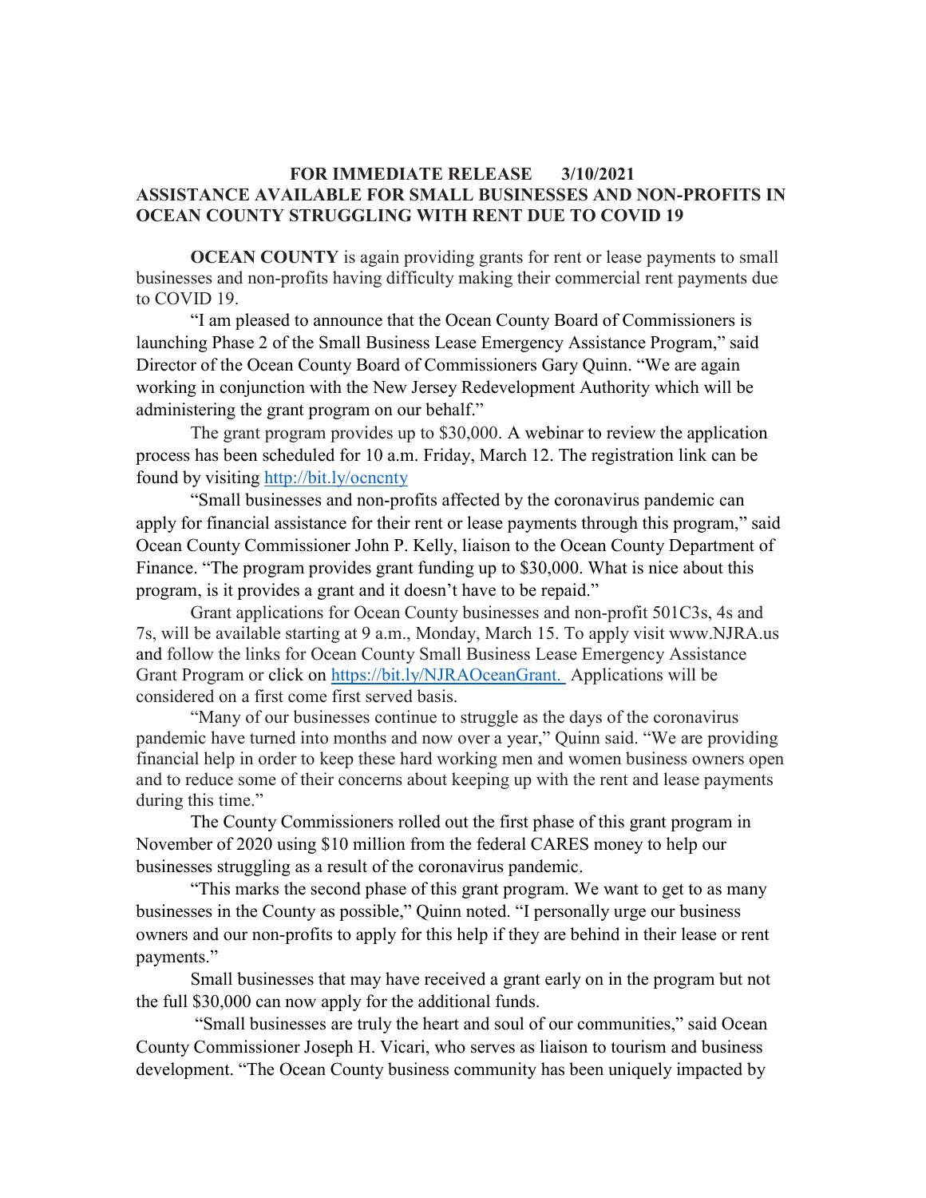**FOR IMMEDIATE RELEASE 3/10/2021**

# ASSISTANCE AVAILABLE FOR SMALL BUSINESSES AND NON-PROFITS IN OCEAN COUNTY STRUGGLING WITH RENT DUE TO COVID 19

**OCEAN COUNTY** is again providing grants for rent or lease payments to small businesses and non-profits having difficulty making their commercial rent payments due to COVID 19.

"I am pleased to announce that the Ocean County Board of Commissioners is launching Phase 2 of the Small Business Lease Emergency Assistance Program," said Director of the Ocean County Board of Commissioners Gary Quinn. "We are again working in conjunction with the New Jersey Redevelopment Authority which will be administering the grant program on our behalf."

The grant program provides up to $30,000. A webinar to review the application process has been scheduled for 10 a.m. Friday, March 12. The registration link can be found by visiting [http://bit.ly/ocncnty](http://bit.ly/ocncnty)

"Small businesses and non-profits affected by the coronavirus pandemic can apply for financial assistance for their rent or lease payments through this program," said Ocean County Commissioner John P. Kelly, liaison to the Ocean County Department of Finance. "The program provides grant funding up to $30,000. What is nice about this program, is it provides a grant and it doesn't have to be repaid."

Grant applications for Ocean County businesses and non-profit 501C3s, 4s and 7s, will be available starting at 9 a.m., Monday, March 15. To apply visit www.NJRA.us and follow the links for Ocean County Small Business Lease Emergency Assistance Grant Program or click on [https://bit.ly/NJRAOceanGrant.](https://bit.ly/NJRAOceanGrant) Applications will be considered on a first come first served basis.

"Many of our businesses continue to struggle as the days of the coronavirus pandemic have turned into months and now over a year," Quinn said. "We are providing financial help in order to keep these hard working men and women business owners open and to reduce some of their concerns about keeping up with the rent and lease payments during this time."

The County Commissioners rolled out the first phase of this grant program in November of 2020 using $10 million from the federal CARES money to help our businesses struggling as a result of the coronavirus pandemic.

"This marks the second phase of this grant program. We want to get to as many businesses in the County as possible," Quinn noted. "I personally urge our business owners and our non-profits to apply for this help if they are behind in their lease or rent payments."

Small businesses that may have received a grant early on in the program but not the full $30,000 can now apply for the additional funds.

"Small businesses are truly the heart and soul of our communities," said Ocean County Commissioner Joseph H. Vicari, who serves as liaison to tourism and business development. "The Ocean County business community has been uniquely impacted by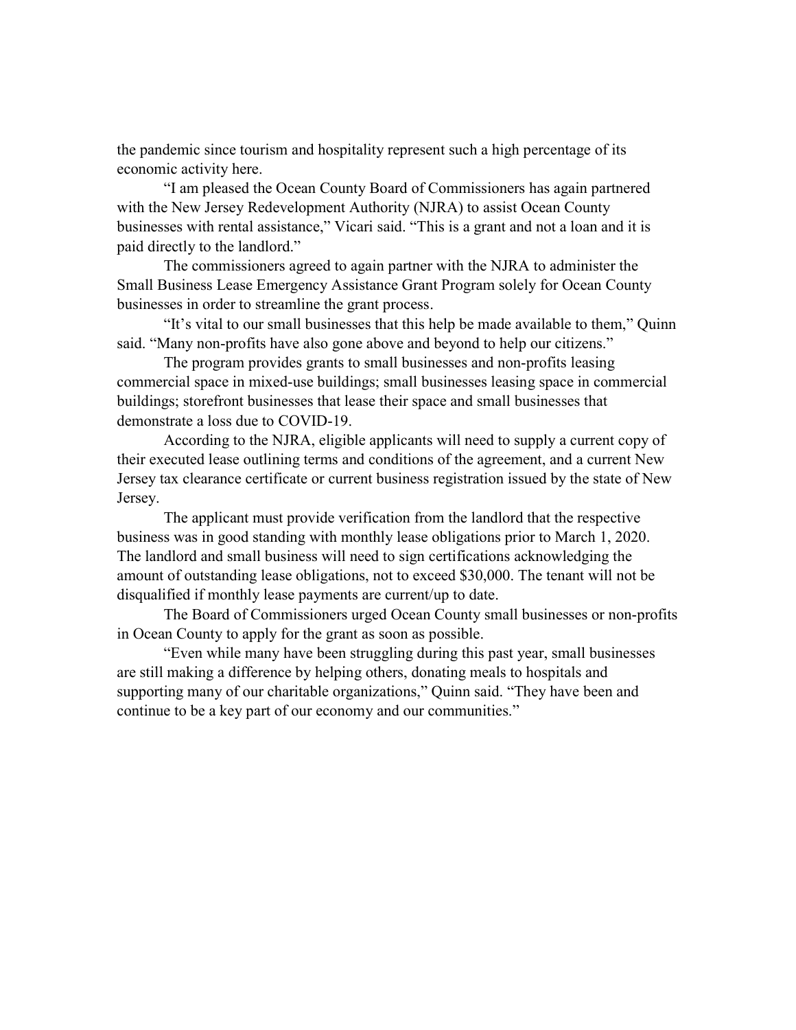the pandemic since tourism and hospitality represent such a high percentage of its economic activity here.

"I am pleased the Ocean County Board of Commissioners has again partnered with the New Jersey Redevelopment Authority (NJRA) to assist Ocean County businesses with rental assistance," Vicari said. "This is a grant and not a loan and it is paid directly to the landlord."

The commissioners agreed to again partner with the NJRA to administer the Small Business Lease Emergency Assistance Grant Program solely for Ocean County businesses in order to streamline the grant process.

"It's vital to our small businesses that this help be made available to them," Quinn said. "Many non-profits have also gone above and beyond to help our citizens."

The program provides grants to small businesses and non-profits leasing commercial space in mixed-use buildings; small businesses leasing space in commercial buildings; storefront businesses that lease their space and small businesses that demonstrate a loss due to COVID-19.

According to the NJRA, eligible applicants will need to supply a current copy of their executed lease outlining terms and conditions of the agreement, and a current New Jersey tax clearance certificate or current business registration issued by the state of New Jersey.

The applicant must provide verification from the landlord that the respective business was in good standing with monthly lease obligations prior to March 1, 2020. The landlord and small business will need to sign certifications acknowledging the amount of outstanding lease obligations, not to exceed $30,000. The tenant will not be disqualified if monthly lease payments are current/up to date.

The Board of Commissioners urged Ocean County small businesses or non-profits in Ocean County to apply for the grant as soon as possible.

"Even while many have been struggling during this past year, small businesses are still making a difference by helping others, donating meals to hospitals and supporting many of our charitable organizations," Quinn said. "They have been and continue to be a key part of our economy and our communities."